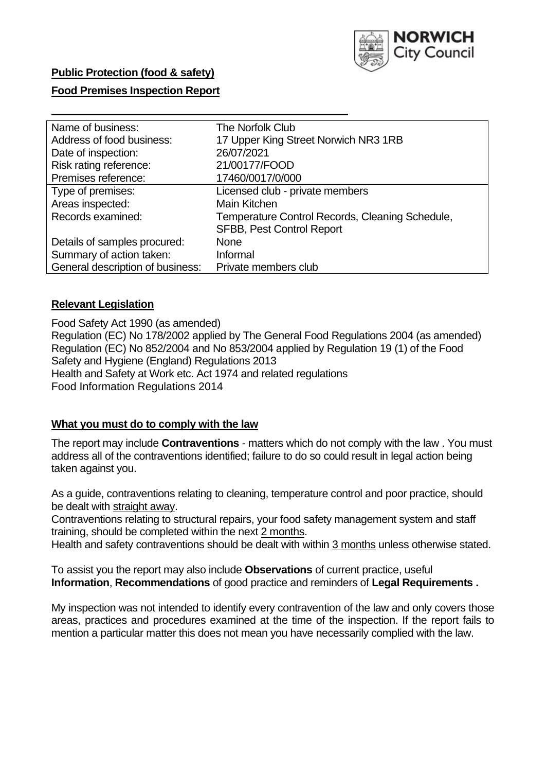**Public Protection (food & safety)**

**Food Premises Inspection Report**

| Name of business: | The Norfolk Club |
|---|---|
| Address of food business: | 17 Upper King Street Norwich NR3 1RB |
| Date of inspection: | 26/07/2021 |
| Risk rating reference: | 21/00177/FOOD |
| Premises reference: | 17460/0017/0/000 |
| Type of premises: | Licensed club - private members |
| Areas inspected: | Main Kitchen |
| Records examined: | Temperature Control Records, Cleaning Schedule, SFBB, Pest Control Report |
| Details of samples procured: | None |
| Summary of action taken: | Informal |
| General description of business: | Private members club |

## **Relevant Legislation**

Food Safety Act 1990 (as amended)
Regulation (EC) No 178/2002 applied by The General Food Regulations 2004 (as amended)
Regulation (EC) No 852/2004 and No 853/2004 applied by Regulation 19 (1) of the Food Safety and Hygiene (England) Regulations 2013
Health and Safety at Work etc. Act 1974 and related regulations
Food Information Regulations 2014

## **What you must do to comply with the law**

The report may include **Contraventions** - matters which do not comply with the law . You must address all of the contraventions identified; failure to do so could result in legal action being taken against you.

As a guide, contraventions relating to cleaning, temperature control and poor practice, should be dealt with straight away.

Contraventions relating to structural repairs, your food safety management system and staff training, should be completed within the next 2 months.

Health and safety contraventions should be dealt with within 3 months unless otherwise stated.

To assist you the report may also include **Observations** of current practice, useful **Information**, **Recommendations** of good practice and reminders of **Legal Requirements .**

My inspection was not intended to identify every contravention of the law and only covers those areas, practices and procedures examined at the time of the inspection. If the report fails to mention a particular matter this does not mean you have necessarily complied with the law.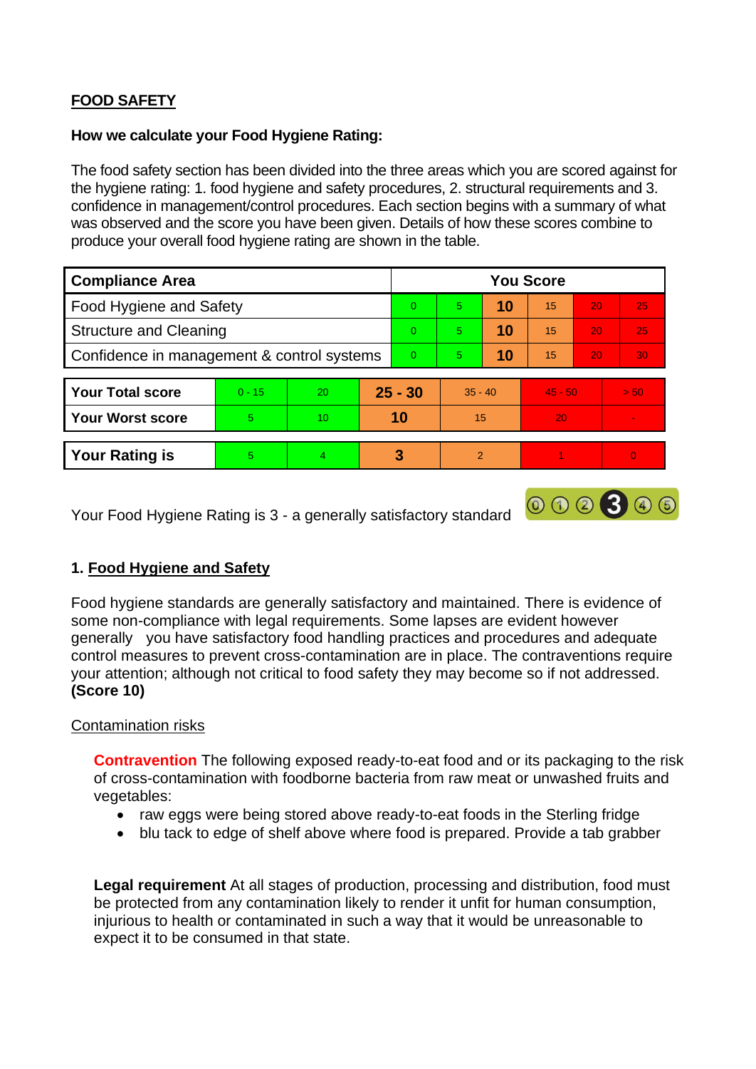## FOOD SAFETY

**How we calculate your Food Hygiene Rating:**

The food safety section has been divided into the three areas which you are scored against for the hygiene rating: 1. food hygiene and safety procedures, 2. structural requirements and 3. confidence in management/control procedures. Each section begins with a summary of what was observed and the score you have been given. Details of how these scores combine to produce your overall food hygiene rating are shown in the table.

| Compliance Area | You Score | | | | | |
|---|---|---|---|---|---|---|
| Food Hygiene and Safety | 0 | 5 | **10** | 15 | 20 | 25 |
| Structure and Cleaning | 0 | 5 | **10** | 15 | 20 | 25 |
| Confidence in management & control systems | 0 | 5 | **10** | 15 | 20 | 30 |

| | | | | | | |
|---|---|---|---|---|---|---|
| **Your Total score** | 0 - 15 | 20 | **25 - 30** | 35 - 40 | 45 - 50 | > 50 |
| **Your Worst score** | 5 | 10 | **10** | 15 | 20 | - |

| | | | | | | |
|---|---|---|---|---|---|---|
| **Your Rating is** | 5 | 4 | **3** | 2 | 1 | 0 |

Your Food Hygiene Rating is 3 - a generally satisfactory standard

## 1. Food Hygiene and Safety

Food hygiene standards are generally satisfactory and maintained. There is evidence of some non-compliance with legal requirements. Some lapses are evident however generally you have satisfactory food handling practices and procedures and adequate control measures to prevent cross-contamination are in place. The contraventions require your attention; although not critical to food safety they may become so if not addressed. **(Score 10)**

Contamination risks

**Contravention** The following exposed ready-to-eat food and or its packaging to the risk of cross-contamination with foodborne bacteria from raw meat or unwashed fruits and vegetables:

- raw eggs were being stored above ready-to-eat foods in the Sterling fridge
- blu tack to edge of shelf above where food is prepared. Provide a tab grabber

**Legal requirement** At all stages of production, processing and distribution, food must be protected from any contamination likely to render it unfit for human consumption, injurious to health or contaminated in such a way that it would be unreasonable to expect it to be consumed in that state.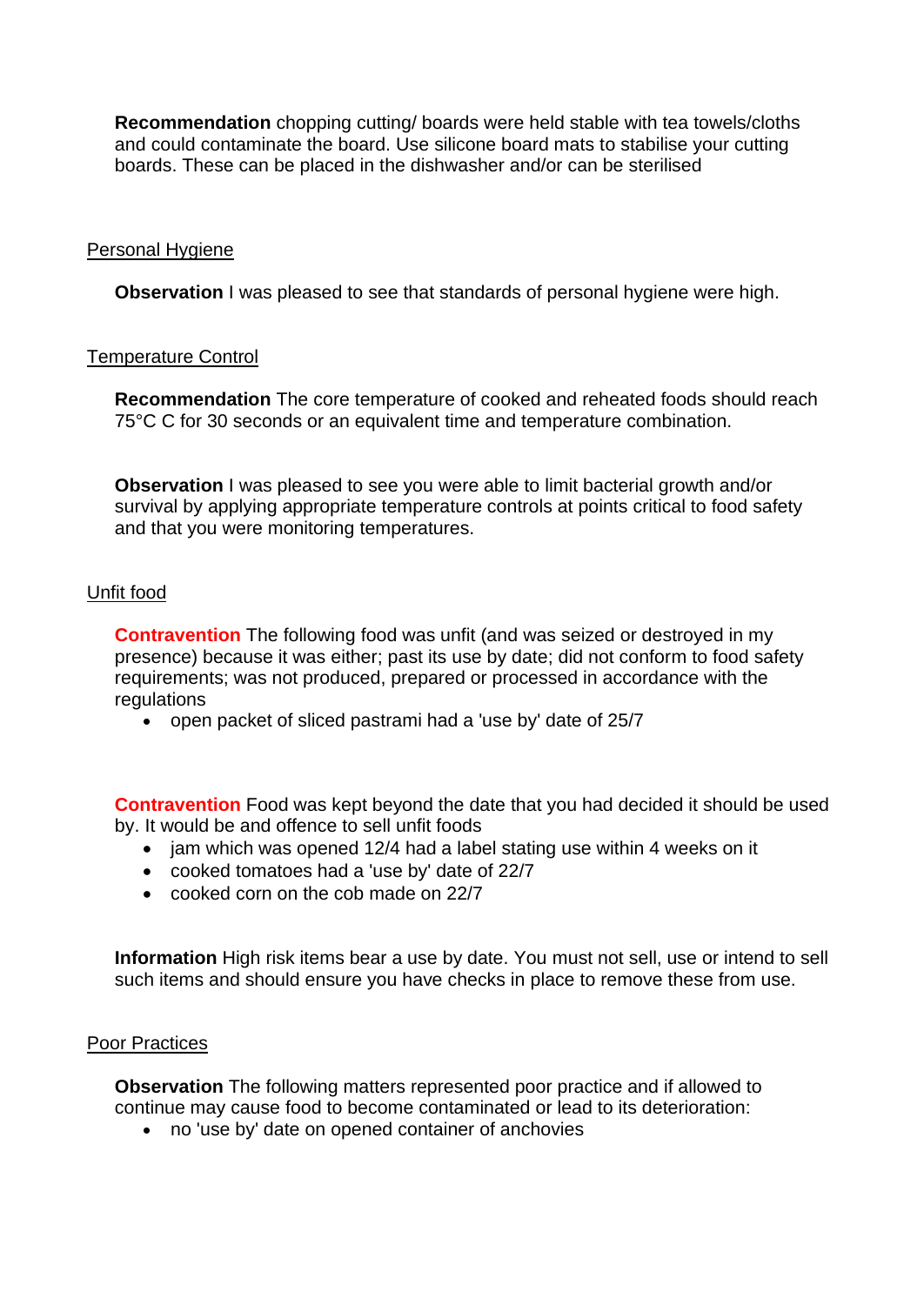**Recommendation** chopping cutting/ boards were held stable with tea towels/cloths and could contaminate the board. Use silicone board mats to stabilise your cutting boards. These can be placed in the dishwasher and/or can be sterilised

Personal Hygiene

**Observation** I was pleased to see that standards of personal hygiene were high.

Temperature Control

**Recommendation** The core temperature of cooked and reheated foods should reach 75°C C for 30 seconds or an equivalent time and temperature combination.

**Observation** I was pleased to see you were able to limit bacterial growth and/or survival by applying appropriate temperature controls at points critical to food safety and that you were monitoring temperatures.

Unfit food

**Contravention** The following food was unfit (and was seized or destroyed in my presence) because it was either; past its use by date; did not conform to food safety requirements; was not produced, prepared or processed in accordance with the regulations

- open packet of sliced pastrami had a 'use by' date of 25/7

**Contravention** Food was kept beyond the date that you had decided it should be used by. It would be and offence to sell unfit foods

- jam which was opened 12/4 had a label stating use within 4 weeks on it
- cooked tomatoes had a 'use by' date of 22/7
- cooked corn on the cob made on 22/7

**Information** High risk items bear a use by date. You must not sell, use or intend to sell such items and should ensure you have checks in place to remove these from use.

Poor Practices

**Observation** The following matters represented poor practice and if allowed to continue may cause food to become contaminated or lead to its deterioration:

- no 'use by' date on opened container of anchovies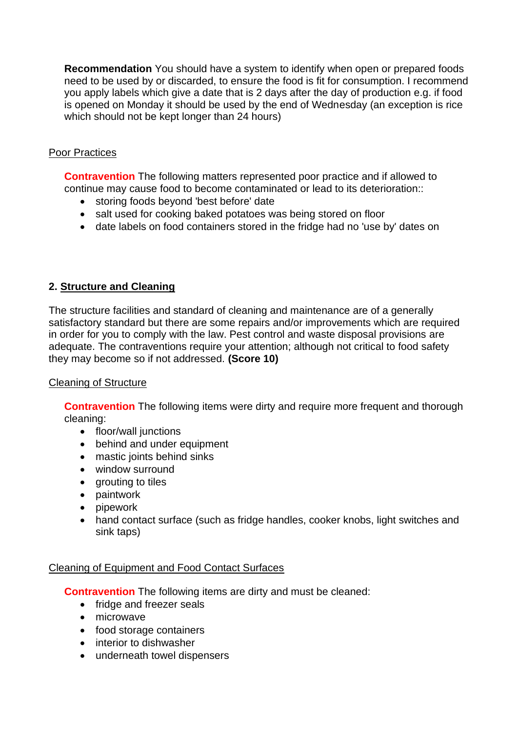**Recommendation** You should have a system to identify when open or prepared foods need to be used by or discarded, to ensure the food is fit for consumption. I recommend you apply labels which give a date that is 2 days after the day of production e.g. if food is opened on Monday it should be used by the end of Wednesday (an exception is rice which should not be kept longer than 24 hours)

Poor Practices

**Contravention** The following matters represented poor practice and if allowed to continue may cause food to become contaminated or lead to its deterioration::

- storing foods beyond 'best before' date
- salt used for cooking baked potatoes was being stored on floor
- date labels on food containers stored in the fridge had no 'use by' dates on

## 2. Structure and Cleaning

The structure facilities and standard of cleaning and maintenance are of a generally satisfactory standard but there are some repairs and/or improvements which are required in order for you to comply with the law. Pest control and waste disposal provisions are adequate. The contraventions require your attention; although not critical to food safety they may become so if not addressed. **(Score 10)**

Cleaning of Structure

**Contravention** The following items were dirty and require more frequent and thorough cleaning:

- floor/wall junctions
- behind and under equipment
- mastic joints behind sinks
- window surround
- grouting to tiles
- paintwork
- pipework
- hand contact surface (such as fridge handles, cooker knobs, light switches and sink taps)

Cleaning of Equipment and Food Contact Surfaces

**Contravention** The following items are dirty and must be cleaned:

- fridge and freezer seals
- microwave
- food storage containers
- interior to dishwasher
- underneath towel dispensers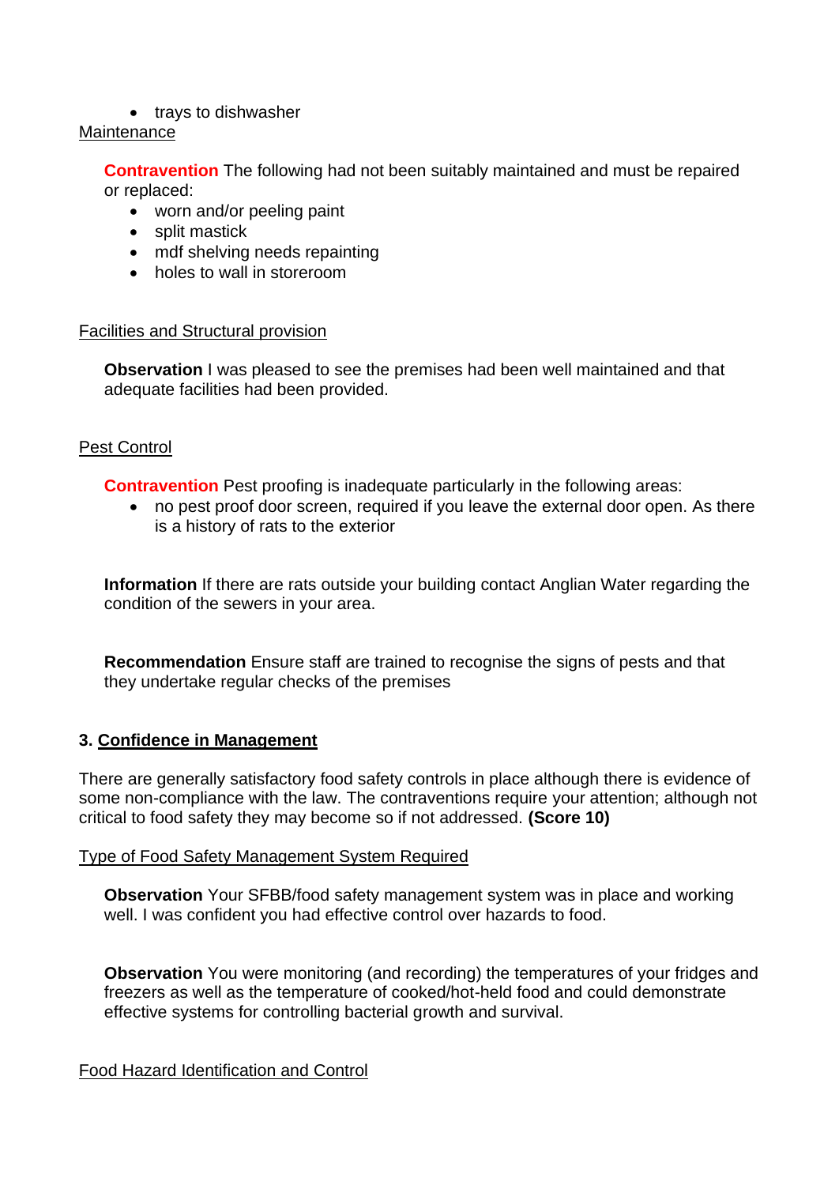- trays to dishwasher

Maintenance

**Contravention** The following had not been suitably maintained and must be repaired or replaced:

- worn and/or peeling paint
- split mastick
- mdf shelving needs repainting
- holes to wall in storeroom

Facilities and Structural provision

**Observation** I was pleased to see the premises had been well maintained and that adequate facilities had been provided.

Pest Control

**Contravention** Pest proofing is inadequate particularly in the following areas:

- no pest proof door screen, required if you leave the external door open. As there is a history of rats to the exterior

**Information** If there are rats outside your building contact Anglian Water regarding the condition of the sewers in your area.

**Recommendation** Ensure staff are trained to recognise the signs of pests and that they undertake regular checks of the premises

## 3. Confidence in Management

There are generally satisfactory food safety controls in place although there is evidence of some non-compliance with the law. The contraventions require your attention; although not critical to food safety they may become so if not addressed. **(Score 10)**

Type of Food Safety Management System Required

**Observation** Your SFBB/food safety management system was in place and working well. I was confident you had effective control over hazards to food.

**Observation** You were monitoring (and recording) the temperatures of your fridges and freezers as well as the temperature of cooked/hot-held food and could demonstrate effective systems for controlling bacterial growth and survival.

Food Hazard Identification and Control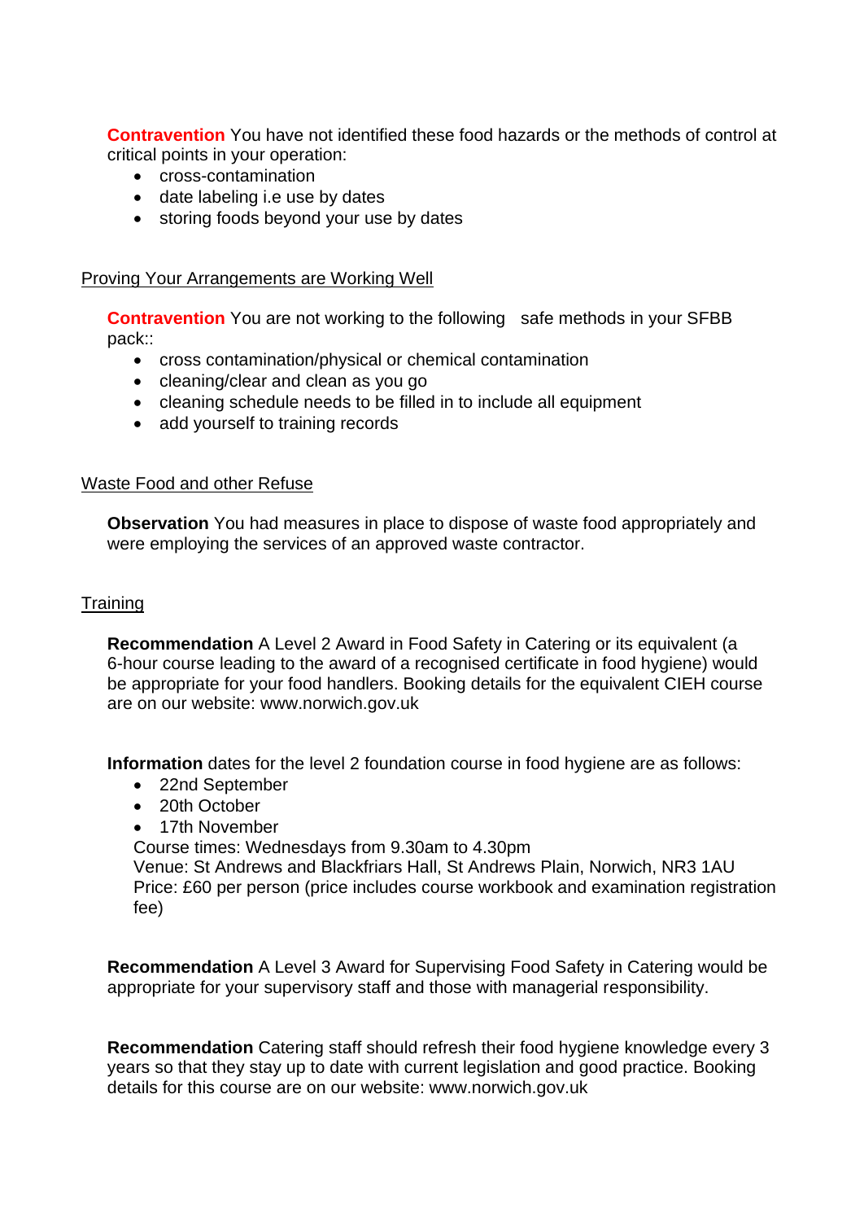**Contravention** You have not identified these food hazards or the methods of control at critical points in your operation:

- cross-contamination
- date labeling i.e use by dates
- storing foods beyond your use by dates

Proving Your Arrangements are Working Well

**Contravention** You are not working to the following safe methods in your SFBB pack::

- cross contamination/physical or chemical contamination
- cleaning/clear and clean as you go
- cleaning schedule needs to be filled in to include all equipment
- add yourself to training records

Waste Food and other Refuse

**Observation** You had measures in place to dispose of waste food appropriately and were employing the services of an approved waste contractor.

Training

**Recommendation** A Level 2 Award in Food Safety in Catering or its equivalent (a 6-hour course leading to the award of a recognised certificate in food hygiene) would be appropriate for your food handlers. Booking details for the equivalent CIEH course are on our website: www.norwich.gov.uk

**Information** dates for the level 2 foundation course in food hygiene are as follows:

- 22nd September
- 20th October
- 17th November

Course times: Wednesdays from 9.30am to 4.30pm
Venue: St Andrews and Blackfriars Hall, St Andrews Plain, Norwich, NR3 1AU
Price: £60 per person (price includes course workbook and examination registration fee)

**Recommendation** A Level 3 Award for Supervising Food Safety in Catering would be appropriate for your supervisory staff and those with managerial responsibility.

**Recommendation** Catering staff should refresh their food hygiene knowledge every 3 years so that they stay up to date with current legislation and good practice. Booking details for this course are on our website: www.norwich.gov.uk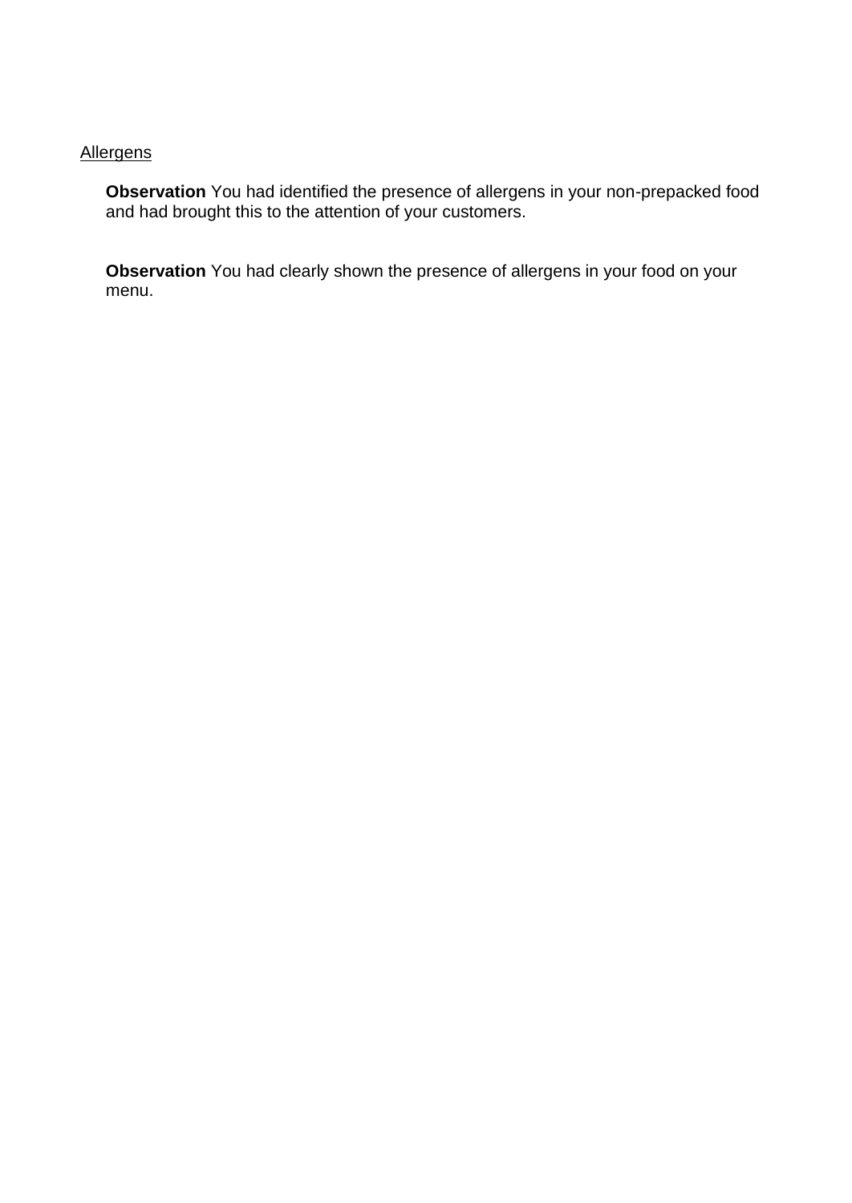Allergens

**Observation** You had identified the presence of allergens in your non-prepacked food and had brought this to the attention of your customers.

**Observation** You had clearly shown the presence of allergens in your food on your menu.